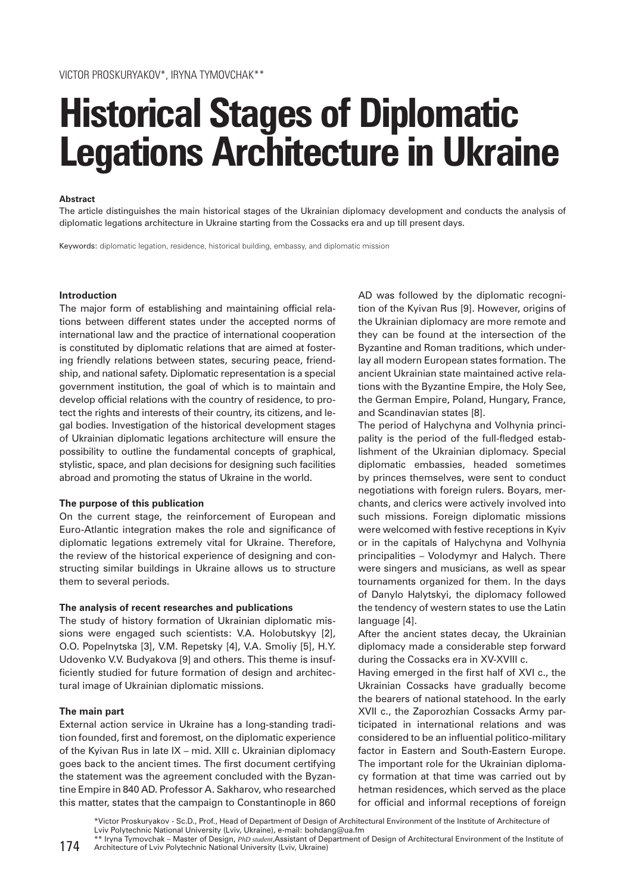VICTOR PROSKURYAKOV*, IRYNA TYMOVCHAK**

# Historical Stages of Diplomatic Legations Architecture in Ukraine

**Abstract**

The article distinguishes the main historical stages of the Ukrainian diplomacy development and conducts the analysis of diplomatic legations architecture in Ukraine starting from the Cossacks era and up till present days.

Keywords: diplomatic legation, residence, historical building, embassy, and diplomatic mission

### Introduction

The major form of establishing and maintaining official relations between different states under the accepted norms of international law and the practice of international cooperation is constituted by diplomatic relations that are aimed at fostering friendly relations between states, securing peace, friendship, and national safety. Diplomatic representation is a special government institution, the goal of which is to maintain and develop official relations with the country of residence, to protect the rights and interests of their country, its citizens, and legal bodies. Investigation of the historical development stages of Ukrainian diplomatic legations architecture will ensure the possibility to outline the fundamental concepts of graphical, stylistic, space, and plan decisions for designing such facilities abroad and promoting the status of Ukraine in the world.

### The purpose of this publication

On the current stage, the reinforcement of European and Euro-Atlantic integration makes the role and significance of diplomatic legations extremely vital for Ukraine. Therefore, the review of the historical experience of designing and constructing similar buildings in Ukraine allows us to structure them to several periods.

### The analysis of recent researches and publications

The study of history formation of Ukrainian diplomatic missions were engaged such scientists: V.A. Holobutskyy [2], O.O. Popelnytska [3], V.M. Repetsky [4], V.A. Smoliy [5], H.Y. Udovenko V.V. Budyakova [9] and others. This theme is insufficiently studied for future formation of design and architectural image of Ukrainian diplomatic missions.

### The main part

External action service in Ukraine has a long-standing tradition founded, first and foremost, on the diplomatic experience of the Kyivan Rus in late IX – mid. XIII c. Ukrainian diplomacy goes back to the ancient times. The first document certifying the statement was the agreement concluded with the Byzantine Empire in 840 AD. Professor A. Sakharov, who researched this matter, states that the campaign to Constantinople in 860 AD was followed by the diplomatic recognition of the Kyivan Rus [9]. However, origins of the Ukrainian diplomacy are more remote and they can be found at the intersection of the Byzantine and Roman traditions, which underlay all modern European states formation. The ancient Ukrainian state maintained active relations with the Byzantine Empire, the Holy See, the German Empire, Poland, Hungary, France, and Scandinavian states [8].

The period of Halychyna and Volhynia principality is the period of the full-fledged establishment of the Ukrainian diplomacy. Special diplomatic embassies, headed sometimes by princes themselves, were sent to conduct negotiations with foreign rulers. Boyars, merchants, and clerics were actively involved into such missions. Foreign diplomatic missions were welcomed with festive receptions in Kyiv or in the capitals of Halychyna and Volhynia principalities – Volodymyr and Halych. There were singers and musicians, as well as spear tournaments organized for them. In the days of Danylo Halytskyi, the diplomacy followed the tendency of western states to use the Latin language [4].

After the ancient states decay, the Ukrainian diplomacy made a considerable step forward during the Cossacks era in XV-XVIII c.

Having emerged in the first half of XVI c., the Ukrainian Cossacks have gradually become the bearers of national statehood. In the early XVII c., the Zaporozhian Cossacks Army participated in international relations and was considered to be an influential politico-military factor in Eastern and South-Eastern Europe. The important role for the Ukrainian diplomacy formation at that time was carried out by hetman residences, which served as the place for official and informal receptions of foreign

*Victor Proskuryakov - Sc.D., Prof., Head of Department of Design of Architectural Environment of the Institute of Architecture of Lviv Polytechnic National University (Lviv, Ukraine), e-mail: bohdang@ua.fm

** Iryna Tymovchak – Master of Design, *PhD student*, Assistant of Department of Design of Architectural Environment of the Institute of Architecture of Lviv Polytechnic National University (Lviv, Ukraine)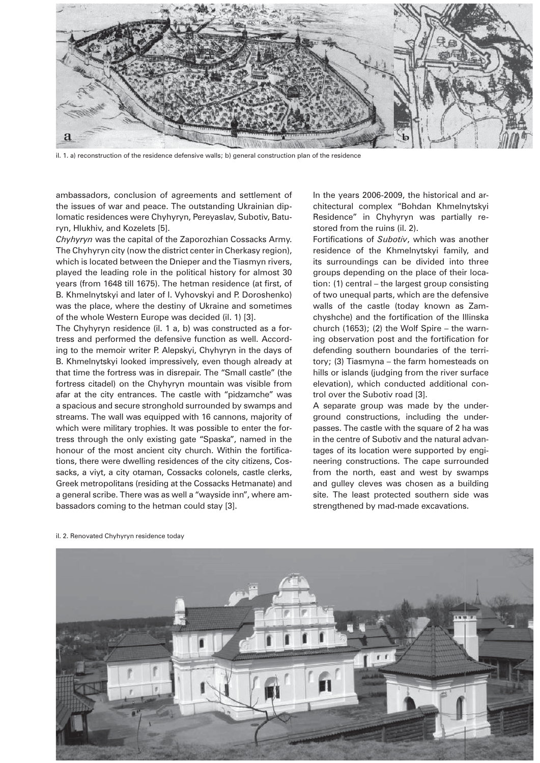il. 1. a) reconstruction of the residence defensive walls; b) general construction plan of the residence

ambassadors, conclusion of agreements and settlement of the issues of war and peace. The outstanding Ukrainian diplomatic residences were Chyhyryn, Pereyaslav, Subotiv, Baturyn, Hlukhiv, and Kozelets [5].

*Chyhyryn* was the capital of the Zaporozhian Cossacks Army. The Chyhyryn city (now the district center in Cherkasy region), which is located between the Dnieper and the Tiasmyn rivers, played the leading role in the political history for almost 30 years (from 1648 till 1675). The hetman residence (at first, of B. Khmelnytskyi and later of I. Vyhovskyi and P. Doroshenko) was the place, where the destiny of Ukraine and sometimes of the whole Western Europe was decided (il. 1) [3].

The Chyhyryn residence (il. 1 a, b) was constructed as a fortress and performed the defensive function as well. According to the memoir writer P. Alepskyi, Chyhyryn in the days of B. Khmelnytskyi looked impressively, even though already at that time the fortress was in disrepair. The "Small castle" (the fortress citadel) on the Chyhyryn mountain was visible from afar at the city entrances. The castle with "pidzamche" was a spacious and secure stronghold surrounded by swamps and streams. The wall was equipped with 16 cannons, majority of which were military trophies. It was possible to enter the fortress through the only existing gate "Spaska", named in the honour of the most ancient city church. Within the fortifications, there were dwelling residences of the city citizens, Cossacks, a viyt, a city otaman, Cossacks colonels, castle clerks, Greek metropolitans (residing at the Cossacks Hetmanate) and a general scribe. There was as well a "wayside inn", where ambassadors coming to the hetman could stay [3].

In the years 2006-2009, the historical and architectural complex "Bohdan Khmelnytskyi Residence" in Chyhyryn was partially restored from the ruins (il. 2).

Fortifications of *Subotiv*, which was another residence of the Khmelnytskyi family, and its surroundings can be divided into three groups depending on the place of their location: (1) central – the largest group consisting of two unequal parts, which are the defensive walls of the castle (today known as Zamchyshche) and the fortification of the Illinska church (1653); (2) the Wolf Spire – the warning observation post and the fortification for defending southern boundaries of the territory; (3) Tiasmyna – the farm homesteads on hills or islands (judging from the river surface elevation), which conducted additional control over the Subotiv road [3].

A separate group was made by the underground constructions, including the underpasses. The castle with the square of 2 ha was in the centre of Subotiv and the natural advantages of its location were supported by engineering constructions. The cape surrounded from the north, east and west by swamps and gulley cleves was chosen as a building site. The least protected southern side was strengthened by mad-made excavations.

il. 2. Renovated Chyhyryn residence today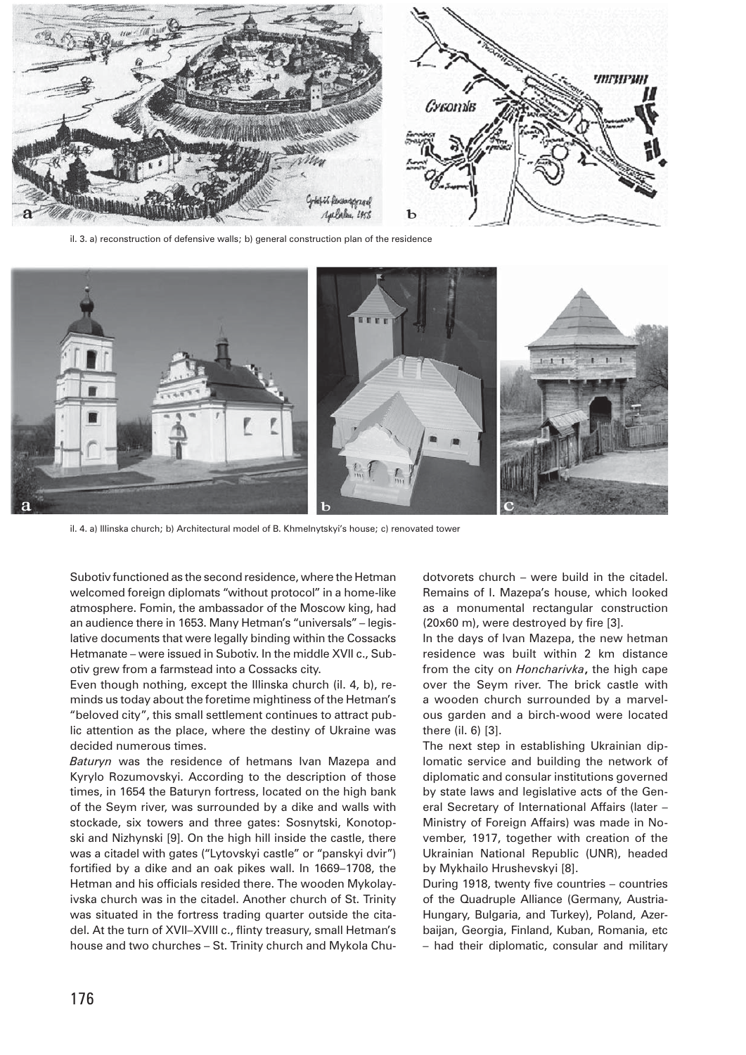il. 3. a) reconstruction of defensive walls; b) general construction plan of the residence

il. 4. a) Illinska church; b) Architectural model of B. Khmelnytskyi's house; c) renovated tower

Subotiv functioned as the second residence, where the Hetman welcomed foreign diplomats "without protocol" in a home-like atmosphere. Fomin, the ambassador of the Moscow king, had an audience there in 1653. Many Hetman's "universals" – legislative documents that were legally binding within the Cossacks Hetmanate – were issued in Subotiv. In the middle XVII c., Subotiv grew from a farmstead into a Cossacks city.

Even though nothing, except the Illinska church (il. 4, b), reminds us today about the foretime mightiness of the Hetman's "beloved city", this small settlement continues to attract public attention as the place, where the destiny of Ukraine was decided numerous times.

*Baturyn* was the residence of hetmans Ivan Mazepa and Kyrylo Rozumovskyi. According to the description of those times, in 1654 the Baturyn fortress, located on the high bank of the Seym river, was surrounded by a dike and walls with stockade, six towers and three gates: Sosnytski, Konotopski and Nizhynski [9]. On the high hill inside the castle, there was a citadel with gates ("Lytovskyi castle" or "panskyi dvir") fortified by a dike and an oak pikes wall. In 1669–1708, the Hetman and his officials resided there. The wooden Mykolayivska church was in the citadel. Another church of St. Trinity was situated in the fortress trading quarter outside the citadel. At the turn of XVII–XVIII c., flinty treasury, small Hetman's house and two churches – St. Trinity church and Mykola Chudotvorets church – were build in the citadel. Remains of I. Mazepa's house, which looked as a monumental rectangular construction (20x60 m), were destroyed by fire [3].

In the days of Ivan Mazepa, the new hetman residence was built within 2 km distance from the city on *Honcharivka*, the high cape over the Seym river. The brick castle with a wooden church surrounded by a marvelous garden and a birch-wood were located there (il. 6) [3].

The next step in establishing Ukrainian diplomatic service and building the network of diplomatic and consular institutions governed by state laws and legislative acts of the General Secretary of International Affairs (later – Ministry of Foreign Affairs) was made in November, 1917, together with creation of the Ukrainian National Republic (UNR), headed by Mykhailo Hrushevskyi [8].

During 1918, twenty five countries – countries of the Quadruple Alliance (Germany, Austria-Hungary, Bulgaria, and Turkey), Poland, Azerbaijan, Georgia, Finland, Kuban, Romania, etc – had their diplomatic, consular and military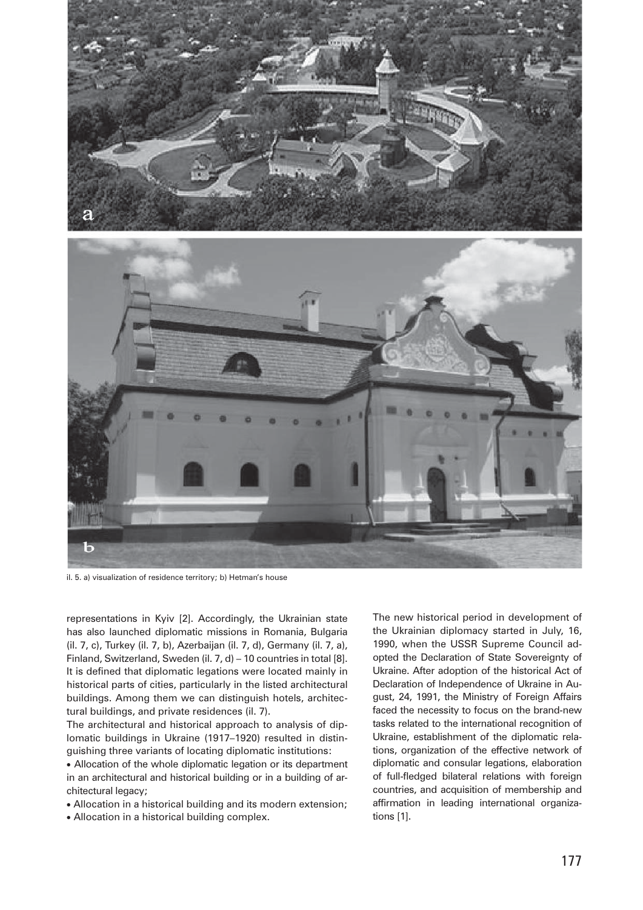il. 5. a) visualization of residence territory; b) Hetman's house

representations in Kyiv [2]. Accordingly, the Ukrainian state has also launched diplomatic missions in Romania, Bulgaria (il. 7, c), Turkey (il. 7, b), Azerbaijan (il. 7, d), Germany (il. 7, a), Finland, Switzerland, Sweden (il. 7, d) – 10 countries in total [8]. It is defined that diplomatic legations were located mainly in historical parts of cities, particularly in the listed architectural buildings. Among them we can distinguish hotels, architectural buildings, and private residences (il. 7).

The architectural and historical approach to analysis of diplomatic buildings in Ukraine (1917–1920) resulted in distinguishing three variants of locating diplomatic institutions:

- Allocation of the whole diplomatic legation or its department in an architectural and historical building or in a building of architectural legacy;
- Allocation in a historical building and its modern extension;
- Allocation in a historical building complex.

The new historical period in development of the Ukrainian diplomacy started in July, 16, 1990, when the USSR Supreme Council adopted the Declaration of State Sovereignty of Ukraine. After adoption of the historical Act of Declaration of Independence of Ukraine in August, 24, 1991, the Ministry of Foreign Affairs faced the necessity to focus on the brand-new tasks related to the international recognition of Ukraine, establishment of the diplomatic relations, organization of the effective network of diplomatic and consular legations, elaboration of full-fledged bilateral relations with foreign countries, and acquisition of membership and affirmation in leading international organizations [1].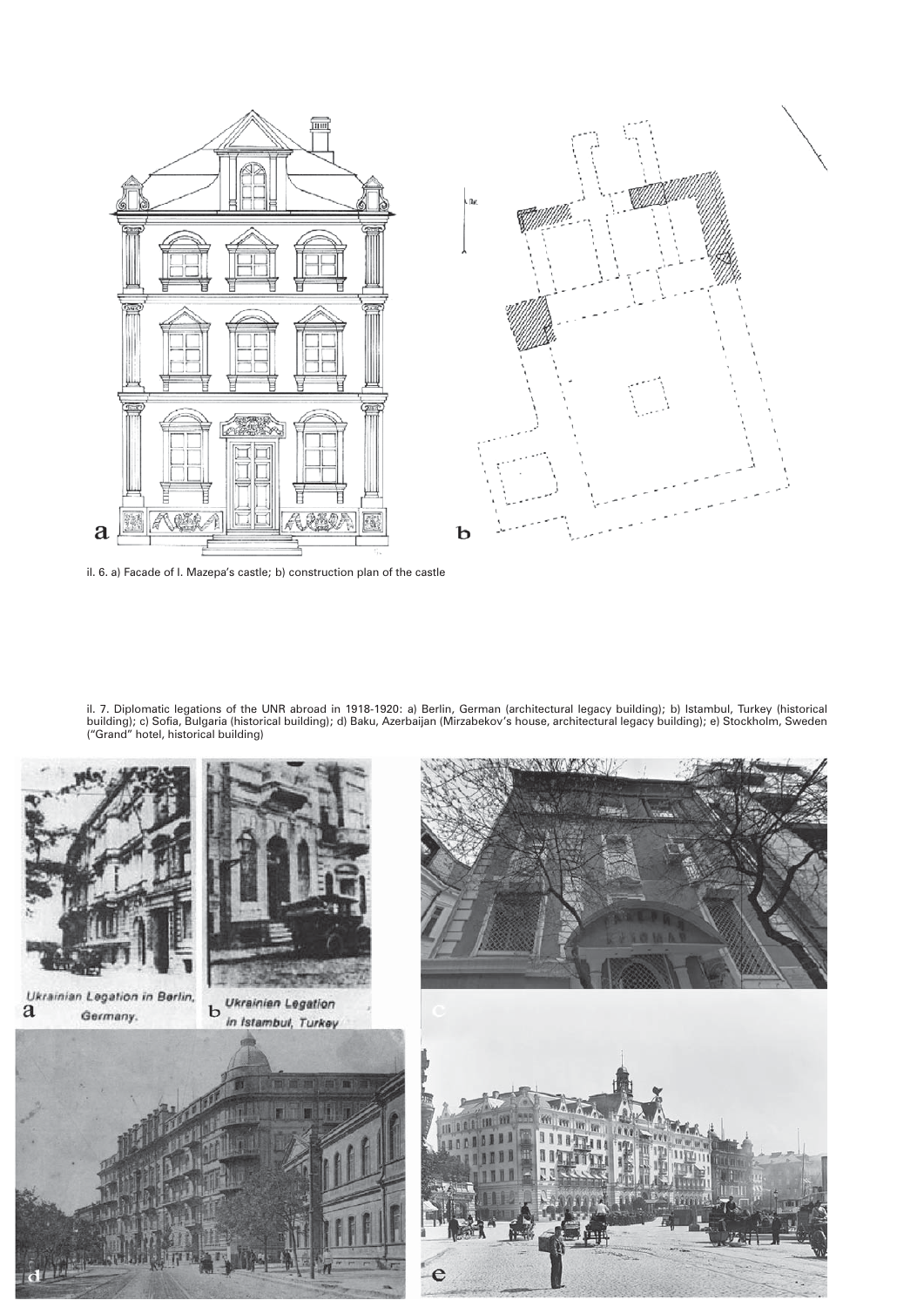il. 6. a) Facade of I. Mazepa's castle; b) construction plan of the castle

il. 7. Diplomatic legations of the UNR abroad in 1918-1920: a) Berlin, German (architectural legacy building); b) Istambul, Turkey (historical building); c) Sofia, Bulgaria (historical building); d) Baku, Azerbaijan (Mirzabekov's house, architectural legacy building); e) Stockholm, Sweden ("Grand" hotel, historical building)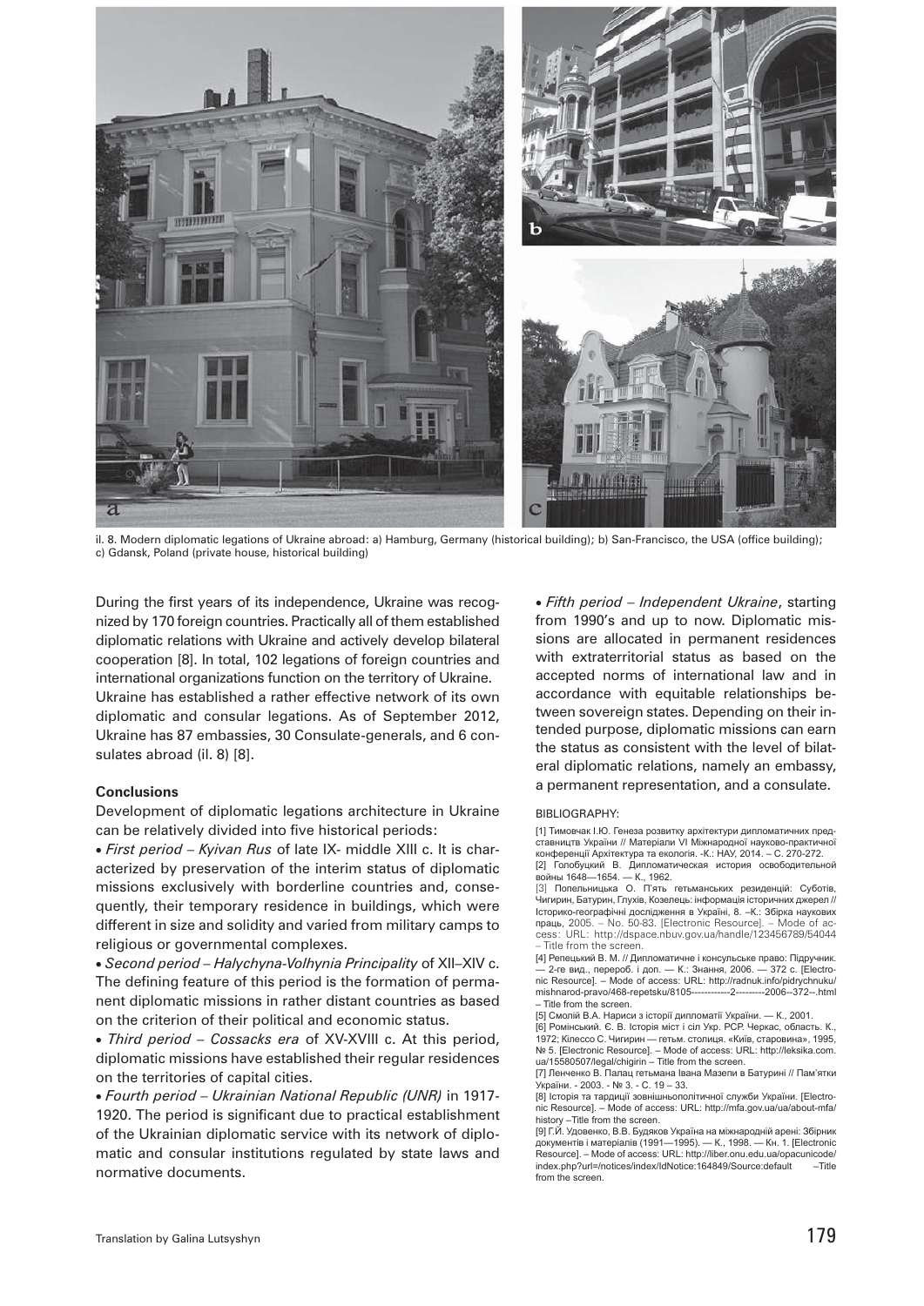il. 8. Modern diplomatic legations of Ukraine abroad: a) Hamburg, Germany (historical building); b) San-Francisco, the USA (office building); c) Gdansk, Poland (private house, historical building)

During the first years of its independence, Ukraine was recognized by 170 foreign countries. Practically all of them established diplomatic relations with Ukraine and actively develop bilateral cooperation [8]. In total, 102 legations of foreign countries and international organizations function on the territory of Ukraine.

Ukraine has established a rather effective network of its own diplomatic and consular legations. As of September 2012, Ukraine has 87 embassies, 30 Consulate-generals, and 6 consulates abroad (il. 8) [8].

**Conclusions**

Development of diplomatic legations architecture in Ukraine can be relatively divided into five historical periods:

- *First period – Kyivan Rus* of late IX- middle XIII c. It is characterized by preservation of the interim status of diplomatic missions exclusively with borderline countries and, consequently, their temporary residence in buildings, which were different in size and solidity and varied from military camps to religious or governmental complexes.
- *Second period – Halychyna-Volhynia Principality* of XII–XIV c. The defining feature of this period is the formation of permanent diplomatic missions in rather distant countries as based on the criterion of their political and economic status.
- *Third period – Cossacks era* of XV-XVIII c. At this period, diplomatic missions have established their regular residences on the territories of capital cities.
- *Fourth period – Ukrainian National Republic (UNR)* in 1917-1920. The period is significant due to practical establishment of the Ukrainian diplomatic service with its network of diplomatic and consular institutions regulated by state laws and normative documents.
- *Fifth period – Independent Ukraine*, starting from 1990's and up to now. Diplomatic missions are allocated in permanent residences with extraterritorial status as based on the accepted norms of international law and in accordance with equitable relationships between sovereign states. Depending on their intended purpose, diplomatic missions can earn the status as consistent with the level of bilateral diplomatic relations, namely an embassy, a permanent representation, and a consulate.

BIBLIOGRAPHY:

[1] Тимовчак І.Ю. Генеза розвитку архітектури дипломатичних представництв України // Матеріали VI Міжнародної науково-практичної конференції Архітектура та екологія. -К.: НАУ, 2014. – С. 270-272.

[2] Голобуцкий В. Дипломатическая история освободительной войны 1648—1654. — К., 1962.

[3] Попельницька О. П'ять гетьманських резиденцій: Суботів, Чигирин, Батурин, Глухів, Козелець: інформація історичних джерел // Історико-географічні дослідження в Україні, 8. –К.: Збірка наукових праць, 2005. – No. 50-83. [Electronic Resource]. – Mode of access: URL: http://dspace.nbuv.gov.ua/handle/123456789/54044 – Title from the screen.

[4] Репецький В. М. // Дипломатичне і консульське право: Підручник. — 2-ге вид., переоб. і доп. — К.: Знання, 2006. — 372 с. [Electronic Resource]. – Mode of access: URL: http://radnuk.info/pidrychnuku/mishnarod-pravo/468-repetsku/8105------------2---------2006--372--.html – Title from the screen.

[5] Смолій В.А. Нариси з історії дипломатії України. — К., 2001.

[6] Ромінський. Є. В. Історія міст і сіл Укр. РСР. Черкас, область. К., 1972; Кілессо С. Чигирин — гетьм. столиця. «Київ, старовина», 1995, № 5. [Electronic Resource]. – Mode of access: URL: http://leksika.com.ua/15580507/legal/chigirin – Title from the screen.

[7] Ленченко В. Палац гетьмана Івана Мазепи в Батурині // Пам'ятки України. - 2003. - № 3. - С. 19 – 33.

[8] Історія та тардиції зовнішньополітичної служби України. [Electronic Resource]. – Mode of access: URL: http://mfa.gov.ua/ua/about-mfa/history –Title from the screen.

[9] Г.Й. Удовенко, В.В. Будяков Україна на міжнародній арені: Збірник документів і матеріалів (1991—1995). — К., 1998. — Кн. 1. [Electronic Resource]. – Mode of access: URL: http://liber.onu.edu.ua/opacunicode/index.php?url=/notices/index/IdNotice:164849/Source:default –Title from the screen.

Translation by Galina Lutsyshyn